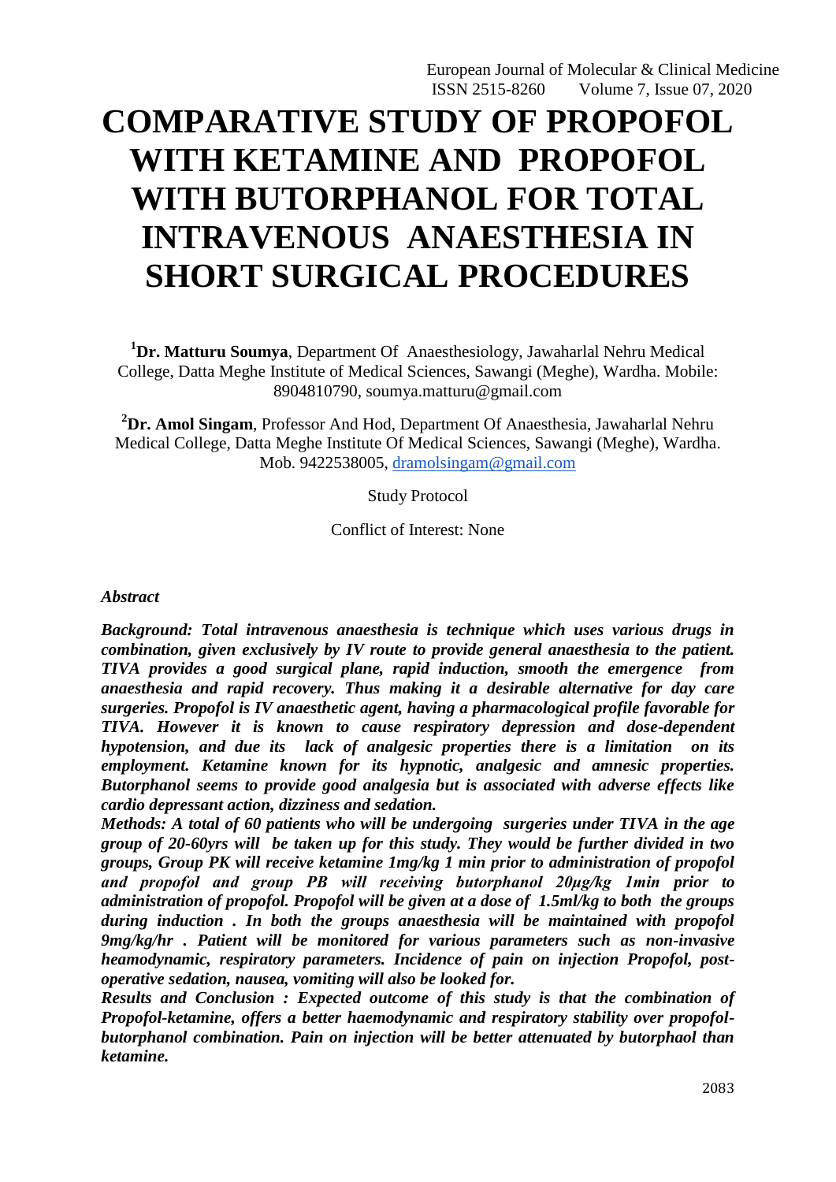# COMPARATIVE STUDY OF PROPOFOL WITH KETAMINE AND PROPOFOL WITH BUTORPHANOL FOR TOTAL INTRAVENOUS ANAESTHESIA IN SHORT SURGICAL PROCEDURES

[1]**Dr. Matturu Soumya**, Department Of Anaesthesiology, Jawaharlal Nehru Medical College, Datta Meghe Institute of Medical Sciences, Sawangi (Meghe), Wardha. Mobile: 8904810790, soumya.matturu@gmail.com

[2]**Dr. Amol Singam**, Professor And Hod, Department Of Anaesthesia, Jawaharlal Nehru Medical College, Datta Meghe Institute Of Medical Sciences, Sawangi (Meghe), Wardha. Mob. 9422538005, dramolsingam@gmail.com

Study Protocol

Conflict of Interest: None

***Abstract***

***Background: Total intravenous anaesthesia is technique which uses various drugs in combination, given exclusively by IV route to provide general anaesthesia to the patient. TIVA provides a good surgical plane, rapid induction, smooth the emergence from anaesthesia and rapid recovery. Thus making it a desirable alternative for day care surgeries. Propofol is IV anaesthetic agent, having a pharmacological profile favorable for TIVA. However it is known to cause respiratory depression and dose-dependent hypotension, and due its lack of analgesic properties there is a limitation on its employment. Ketamine known for its hypnotic, analgesic and amnesic properties. Butorphanol seems to provide good analgesia but is associated with adverse effects like cardio depressant action, dizziness and sedation.***

***Methods: A total of 60 patients who will be undergoing surgeries under TIVA in the age group of 20-60yrs will be taken up for this study. They would be further divided in two groups, Group PK will receive ketamine 1mg/kg 1 min prior to administration of propofol and propofol and group PB will receiving butorphanol 20µg/kg 1min prior to administration of propofol. Propofol will be given at a dose of 1.5ml/kg to both the groups during induction . In both the groups anaesthesia will be maintained with propofol 9mg/kg/hr . Patient will be monitored for various parameters such as non-invasive heamodynamic, respiratory parameters. Incidence of pain on injection Propofol, post-operative sedation, nausea, vomiting will also be looked for.***

***Results and Conclusion : Expected outcome of this study is that the combination of Propofol-ketamine, offers a better haemodynamic and respiratory stability over propofol-butorphanol combination. Pain on injection will be better attenuated by butorphaol than ketamine.***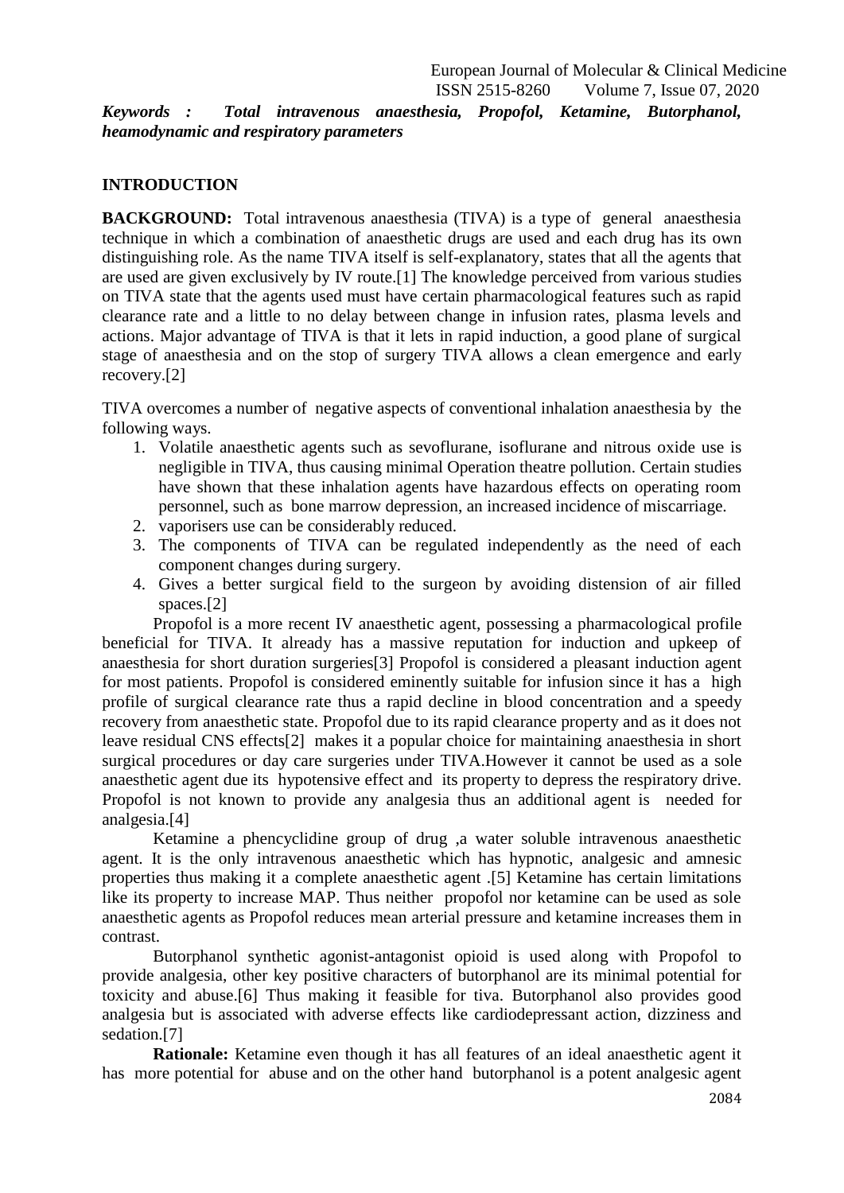*Keywords : Total intravenous anaesthesia, Propofol, Ketamine, Butorphanol, heamodynamic and respiratory parameters*

## INTRODUCTION

**BACKGROUND:** Total intravenous anaesthesia (TIVA) is a type of general anaesthesia technique in which a combination of anaesthetic drugs are used and each drug has its own distinguishing role. As the name TIVA itself is self-explanatory, states that all the agents that are used are given exclusively by IV route.[1] The knowledge perceived from various studies on TIVA state that the agents used must have certain pharmacological features such as rapid clearance rate and a little to no delay between change in infusion rates, plasma levels and actions. Major advantage of TIVA is that it lets in rapid induction, a good plane of surgical stage of anaesthesia and on the stop of surgery TIVA allows a clean emergence and early recovery.[2]

TIVA overcomes a number of negative aspects of conventional inhalation anaesthesia by the following ways.

1. Volatile anaesthetic agents such as sevoflurane, isoflurane and nitrous oxide use is negligible in TIVA, thus causing minimal Operation theatre pollution. Certain studies have shown that these inhalation agents have hazardous effects on operating room personnel, such as bone marrow depression, an increased incidence of miscarriage.
2. vaporisers use can be considerably reduced.
3. The components of TIVA can be regulated independently as the need of each component changes during surgery.
4. Gives a better surgical field to the surgeon by avoiding distension of air filled spaces.[2]

Propofol is a more recent IV anaesthetic agent, possessing a pharmacological profile beneficial for TIVA. It already has a massive reputation for induction and upkeep of anaesthesia for short duration surgeries[3] Propofol is considered a pleasant induction agent for most patients. Propofol is considered eminently suitable for infusion since it has a high profile of surgical clearance rate thus a rapid decline in blood concentration and a speedy recovery from anaesthetic state. Propofol due to its rapid clearance property and as it does not leave residual CNS effects[2] makes it a popular choice for maintaining anaesthesia in short surgical procedures or day care surgeries under TIVA.However it cannot be used as a sole anaesthetic agent due its hypotensive effect and its property to depress the respiratory drive. Propofol is not known to provide any analgesia thus an additional agent is needed for analgesia.[4]

Ketamine a phencyclidine group of drug ,a water soluble intravenous anaesthetic agent. It is the only intravenous anaesthetic which has hypnotic, analgesic and amnesic properties thus making it a complete anaesthetic agent .[5] Ketamine has certain limitations like its property to increase MAP. Thus neither propofol nor ketamine can be used as sole anaesthetic agents as Propofol reduces mean arterial pressure and ketamine increases them in contrast.

Butorphanol synthetic agonist-antagonist opioid is used along with Propofol to provide analgesia, other key positive characters of butorphanol are its minimal potential for toxicity and abuse.[6] Thus making it feasible for tiva. Butorphanol also provides good analgesia but is associated with adverse effects like cardiodepressant action, dizziness and sedation.[7]

**Rationale:** Ketamine even though it has all features of an ideal anaesthetic agent it has more potential for abuse and on the other hand butorphanol is a potent analgesic agent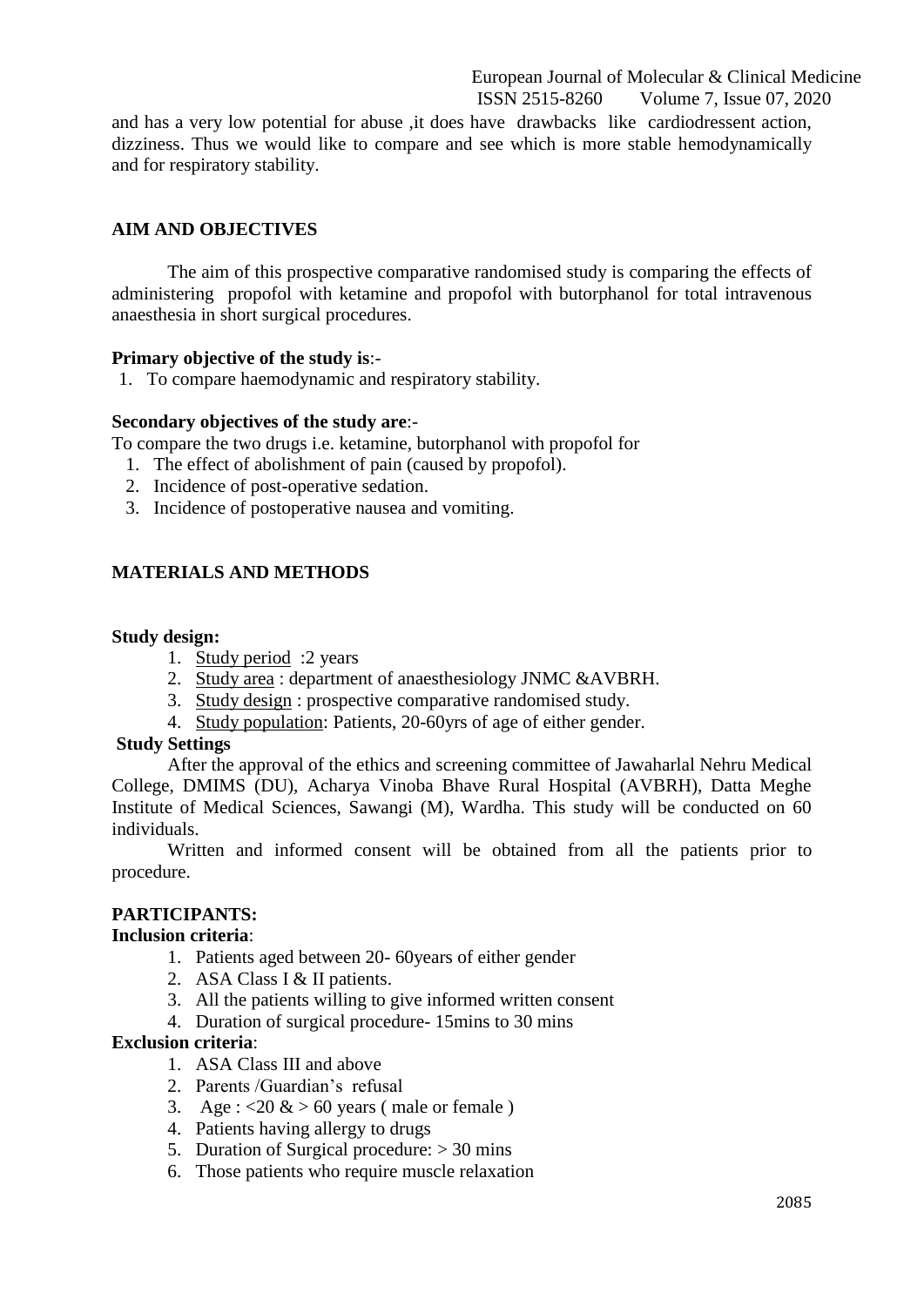and has a very low potential for abuse ,it does have drawbacks like cardiodressent action, dizziness. Thus we would like to compare and see which is more stable hemodynamically and for respiratory stability.

## AIM AND OBJECTIVES

The aim of this prospective comparative randomised study is comparing the effects of administering propofol with ketamine and propofol with butorphanol for total intravenous anaesthesia in short surgical procedures.

**Primary objective of the study is**:-

1. To compare haemodynamic and respiratory stability.

**Secondary objectives of the study are**:-

To compare the two drugs i.e. ketamine, butorphanol with propofol for

1. The effect of abolishment of pain (caused by propofol).
2. Incidence of post-operative sedation.
3. Incidence of postoperative nausea and vomiting.

## MATERIALS AND METHODS

**Study design:**

1. Study period :2 years
2. Study area : department of anaesthesiology JNMC &AVBRH.
3. Study design : prospective comparative randomised study.
4. Study population: Patients, 20-60yrs of age of either gender.

**Study Settings**

After the approval of the ethics and screening committee of Jawaharlal Nehru Medical College, DMIMS (DU), Acharya Vinoba Bhave Rural Hospital (AVBRH), Datta Meghe Institute of Medical Sciences, Sawangi (M), Wardha. This study will be conducted on 60 individuals.

Written and informed consent will be obtained from all the patients prior to procedure.

**PARTICIPANTS:**

**Inclusion criteria**:

1. Patients aged between 20- 60years of either gender
2. ASA Class I & II patients.
3. All the patients willing to give informed written consent
4. Duration of surgical procedure- 15mins to 30 mins

**Exclusion criteria**:

1. ASA Class III and above
2. Parents /Guardian's refusal
3. Age : <20 & > 60 years ( male or female )
4. Patients having allergy to drugs
5. Duration of Surgical procedure: > 30 mins
6. Those patients who require muscle relaxation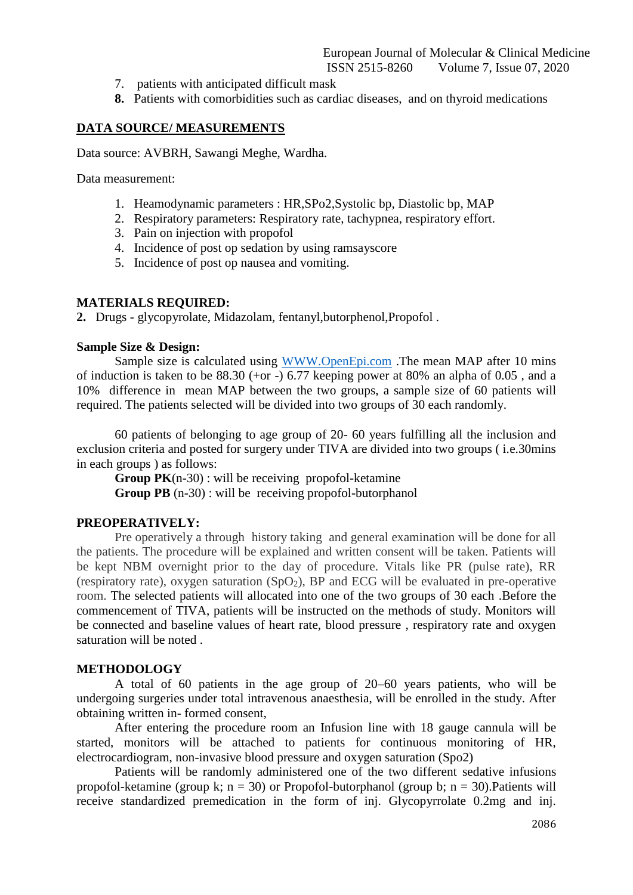7. patients with anticipated difficult mask
8. Patients with comorbidities such as cardiac diseases, and on thyroid medications

## DATA SOURCE/ MEASUREMENTS

Data source: AVBRH, Sawangi Meghe, Wardha.

Data measurement:

1. Heamodynamic parameters : HR,SPo2,Systolic bp, Diastolic bp, MAP
2. Respiratory parameters: Respiratory rate, tachypnea, respiratory effort.
3. Pain on injection with propofol
4. Incidence of post op sedation by using ramsayscore
5. Incidence of post op nausea and vomiting.

## MATERIALS REQUIRED:

**2.** Drugs - glycopyrolate, Midazolam, fentanyl,butorphenol,Propofol .

**Sample Size & Design:**

Sample size is calculated using WWW.OpenEpi.com .The mean MAP after 10 mins of induction is taken to be 88.30 (+or -) 6.77 keeping power at 80% an alpha of 0.05 , and a 10% difference in mean MAP between the two groups, a sample size of 60 patients will required. The patients selected will be divided into two groups of 30 each randomly.

60 patients of belonging to age group of 20- 60 years fulfilling all the inclusion and exclusion criteria and posted for surgery under TIVA are divided into two groups ( i.e.30mins in each groups ) as follows:

**Group PK**(n-30) : will be receiving propofol-ketamine

**Group PB** (n-30) : will be receiving propofol-butorphanol

## PREOPERATIVELY:

Pre operatively a through history taking and general examination will be done for all the patients. The procedure will be explained and written consent will be taken. Patients will be kept NBM overnight prior to the day of procedure. Vitals like PR (pulse rate), RR (respiratory rate), oxygen saturation ($SpO_2$), BP and ECG will be evaluated in pre-operative room. The selected patients will allocated into one of the two groups of 30 each .Before the commencement of TIVA, patients will be instructed on the methods of study. Monitors will be connected and baseline values of heart rate, blood pressure , respiratory rate and oxygen saturation will be noted .

## METHODOLOGY

A total of 60 patients in the age group of 20–60 years patients, who will be undergoing surgeries under total intravenous anaesthesia, will be enrolled in the study. After obtaining written in- formed consent,

After entering the procedure room an Infusion line with 18 gauge cannula will be started, monitors will be attached to patients for continuous monitoring of HR, electrocardiogram, non-invasive blood pressure and oxygen saturation (Spo2)

Patients will be randomly administered one of the two different sedative infusions propofol-ketamine (group k; n = 30) or Propofol-butorphanol (group b; n = 30).Patients will receive standardized premedication in the form of inj. Glycopyrrolate 0.2mg and inj.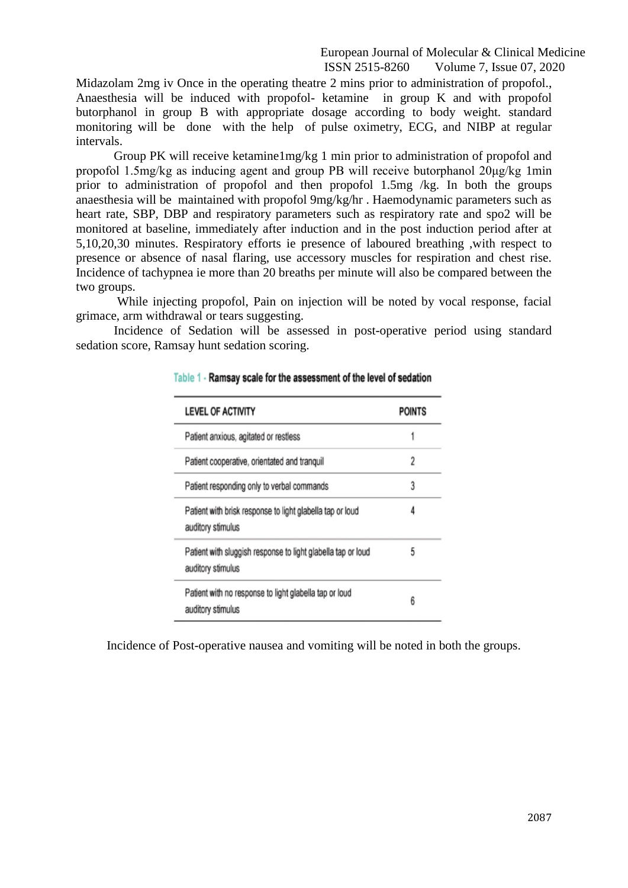Midazolam 2mg iv Once in the operating theatre 2 mins prior to administration of propofol., Anaesthesia will be induced with propofol- ketamine in group K and with propofol butorphanol in group B with appropriate dosage according to body weight. standard monitoring will be done with the help of pulse oximetry, ECG, and NIBP at regular intervals.

Group PK will receive ketamine1mg/kg 1 min prior to administration of propofol and propofol 1.5mg/kg as inducing agent and group PB will receive butorphanol 20μg/kg 1min prior to administration of propofol and then propofol 1.5mg /kg. In both the groups anaesthesia will be maintained with propofol 9mg/kg/hr . Haemodynamic parameters such as heart rate, SBP, DBP and respiratory parameters such as respiratory rate and spo2 will be monitored at baseline, immediately after induction and in the post induction period after at 5,10,20,30 minutes. Respiratory efforts ie presence of laboured breathing ,with respect to presence or absence of nasal flaring, use accessory muscles for respiration and chest rise. Incidence of tachypnea ie more than 20 breaths per minute will also be compared between the two groups.

While injecting propofol, Pain on injection will be noted by vocal response, facial grimace, arm withdrawal or tears suggesting.

Incidence of Sedation will be assessed in post-operative period using standard sedation score, Ramsay hunt sedation scoring.

Table 1 - **Ramsay scale for the assessment of the level of sedation**

| LEVEL OF ACTIVITY | POINTS |
|---|---|
| Patient anxious, agitated or restless | 1 |
| Patient cooperative, orientated and tranquil | 2 |
| Patient responding only to verbal commands | 3 |
| Patient with brisk response to light glabella tap or loud auditory stimulus | 4 |
| Patient with sluggish response to light glabella tap or loud auditory stimulus | 5 |
| Patient with no response to light glabella tap or loud auditory stimulus | 6 |

Incidence of Post-operative nausea and vomiting will be noted in both the groups.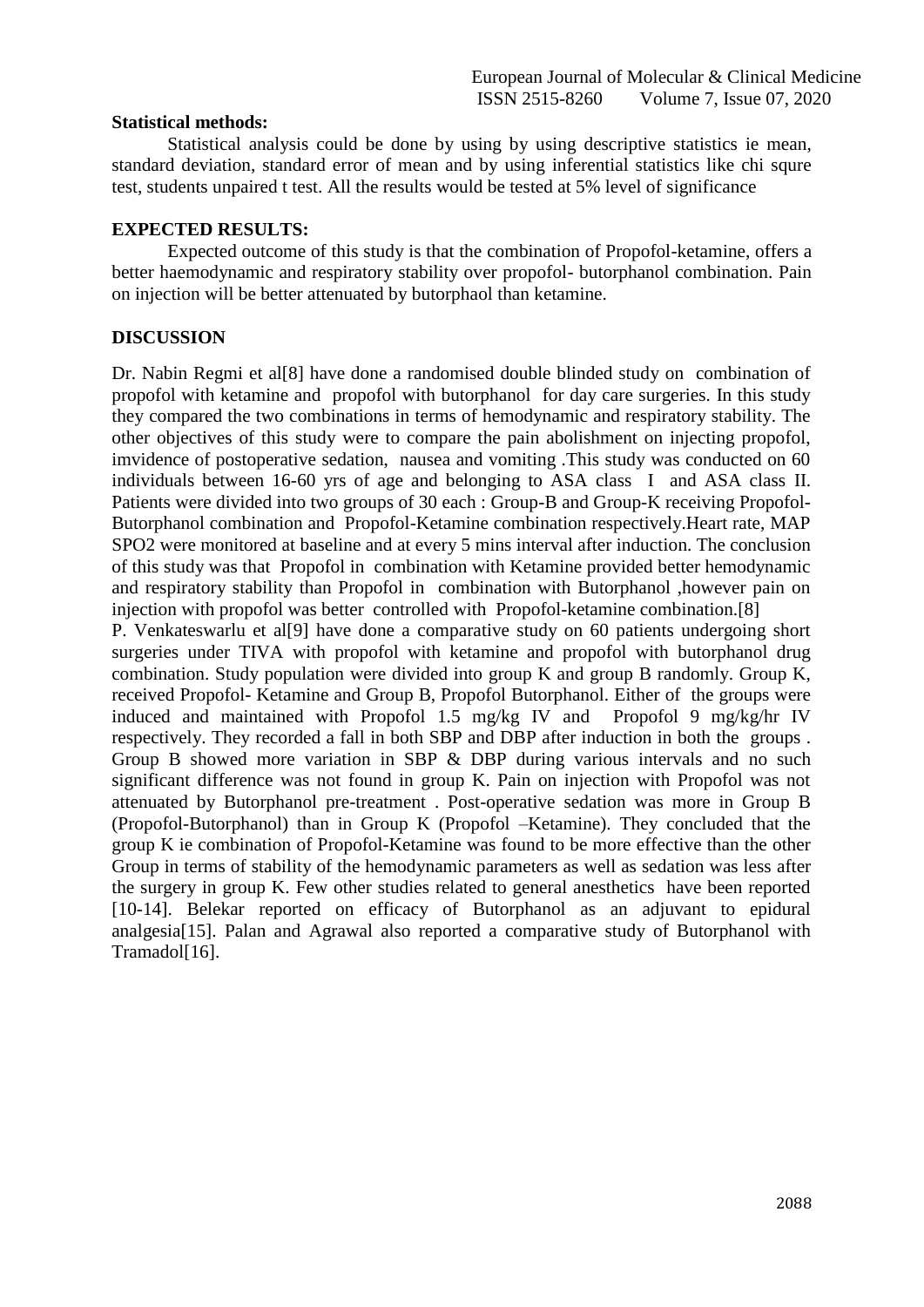**Statistical methods:**

Statistical analysis could be done by using by using descriptive statistics ie mean, standard deviation, standard error of mean and by using inferential statistics like chi squre test, students unpaired t test. All the results would be tested at 5% level of significance

**EXPECTED RESULTS:**

Expected outcome of this study is that the combination of Propofol-ketamine, offers a better haemodynamic and respiratory stability over propofol- butorphanol combination. Pain on injection will be better attenuated by butorphaol than ketamine.

**DISCUSSION**

Dr. Nabin Regmi et al[8] have done a randomised double blinded study on combination of propofol with ketamine and propofol with butorphanol for day care surgeries. In this study they compared the two combinations in terms of hemodynamic and respiratory stability. The other objectives of this study were to compare the pain abolishment on injecting propofol, imvidence of postoperative sedation, nausea and vomiting .This study was conducted on 60 individuals between 16-60 yrs of age and belonging to ASA class I and ASA class II. Patients were divided into two groups of 30 each : Group-B and Group-K receiving Propofol-Butorphanol combination and Propofol-Ketamine combination respectively.Heart rate, MAP SPO2 were monitored at baseline and at every 5 mins interval after induction. The conclusion of this study was that Propofol in combination with Ketamine provided better hemodynamic and respiratory stability than Propofol in combination with Butorphanol ,however pain on injection with propofol was better controlled with Propofol-ketamine combination.[8]

P. Venkateswarlu et al[9] have done a comparative study on 60 patients undergoing short surgeries under TIVA with propofol with ketamine and propofol with butorphanol drug combination. Study population were divided into group K and group B randomly. Group K, received Propofol- Ketamine and Group B, Propofol Butorphanol. Either of the groups were induced and maintained with Propofol 1.5 mg/kg IV and Propofol 9 mg/kg/hr IV respectively. They recorded a fall in both SBP and DBP after induction in both the groups . Group B showed more variation in SBP & DBP during various intervals and no such significant difference was not found in group K. Pain on injection with Propofol was not attenuated by Butorphanol pre-treatment . Post-operative sedation was more in Group B (Propofol-Butorphanol) than in Group K (Propofol –Ketamine). They concluded that the group K ie combination of Propofol-Ketamine was found to be more effective than the other Group in terms of stability of the hemodynamic parameters as well as sedation was less after the surgery in group K. Few other studies related to general anesthetics have been reported [10-14]. Belekar reported on efficacy of Butorphanol as an adjuvant to epidural analgesia[15]. Palan and Agrawal also reported a comparative study of Butorphanol with Tramadol[16].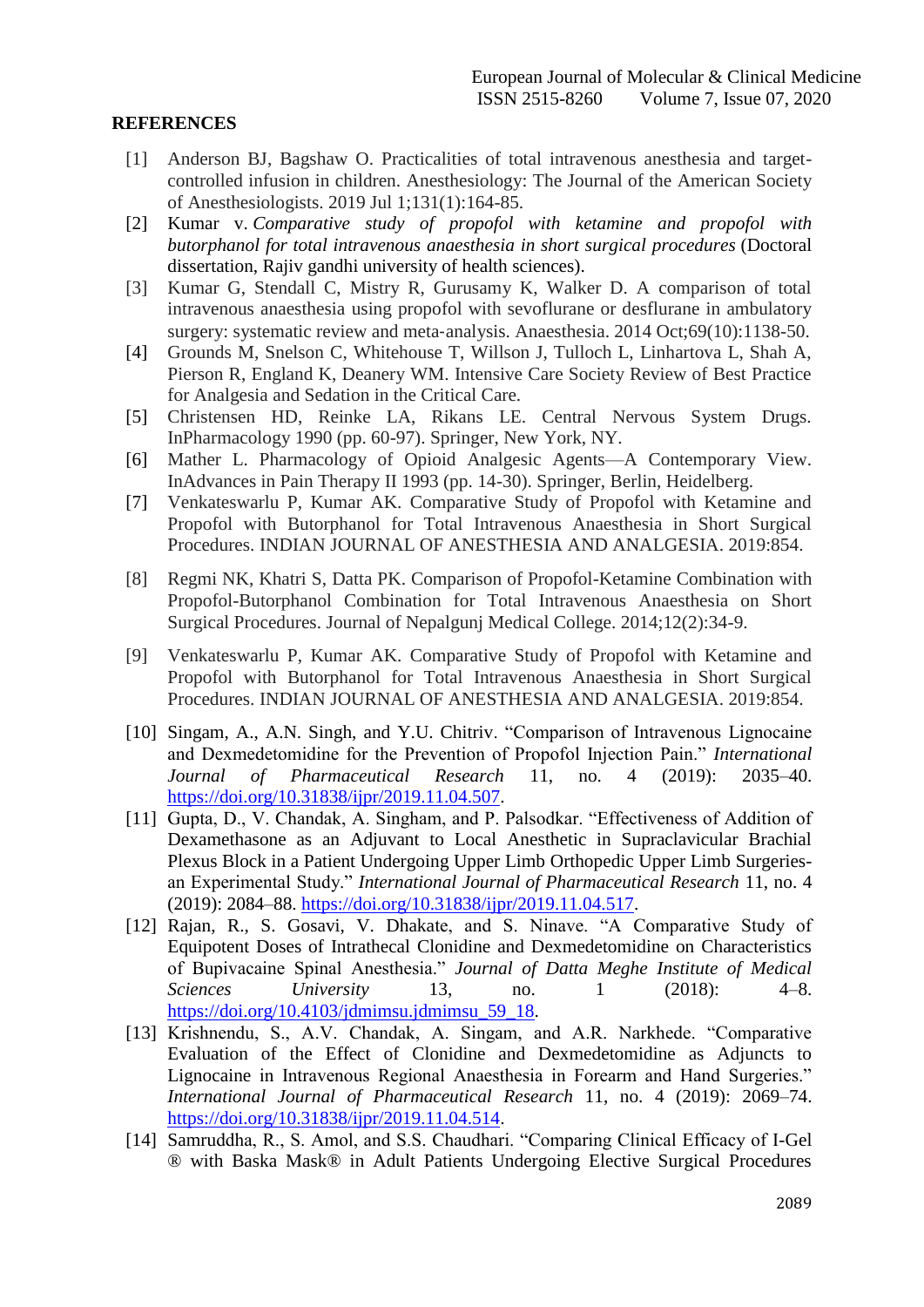**REFERENCES**

[1] Anderson BJ, Bagshaw O. Practicalities of total intravenous anesthesia and target-controlled infusion in children. Anesthesiology: The Journal of the American Society of Anesthesiologists. 2019 Jul 1;131(1):164-85.

[2] Kumar v. *Comparative study of propofol with ketamine and propofol with butorphanol for total intravenous anaesthesia in short surgical procedures* (Doctoral dissertation, Rajiv gandhi university of health sciences).

[3] Kumar G, Stendall C, Mistry R, Gurusamy K, Walker D. A comparison of total intravenous anaesthesia using propofol with sevoflurane or desflurane in ambulatory surgery: systematic review and meta-analysis. Anaesthesia. 2014 Oct;69(10):1138-50.

[4] Grounds M, Snelson C, Whitehouse T, Willson J, Tulloch L, Linhartova L, Shah A, Pierson R, England K, Deanery WM. Intensive Care Society Review of Best Practice for Analgesia and Sedation in the Critical Care.

[5] Christensen HD, Reinke LA, Rikans LE. Central Nervous System Drugs. InPharmacology 1990 (pp. 60-97). Springer, New York, NY.

[6] Mather L. Pharmacology of Opioid Analgesic Agents—A Contemporary View. InAdvances in Pain Therapy II 1993 (pp. 14-30). Springer, Berlin, Heidelberg.

[7] Venkateswarlu P, Kumar AK. Comparative Study of Propofol with Ketamine and Propofol with Butorphanol for Total Intravenous Anaesthesia in Short Surgical Procedures. INDIAN JOURNAL OF ANESTHESIA AND ANALGESIA. 2019:854.

[8] Regmi NK, Khatri S, Datta PK. Comparison of Propofol-Ketamine Combination with Propofol-Butorphanol Combination for Total Intravenous Anaesthesia on Short Surgical Procedures. Journal of Nepalgunj Medical College. 2014;12(2):34-9.

[9] Venkateswarlu P, Kumar AK. Comparative Study of Propofol with Ketamine and Propofol with Butorphanol for Total Intravenous Anaesthesia in Short Surgical Procedures. INDIAN JOURNAL OF ANESTHESIA AND ANALGESIA. 2019:854.

[10] Singam, A., A.N. Singh, and Y.U. Chitriv. "Comparison of Intravenous Lignocaine and Dexmedetomidine for the Prevention of Propofol Injection Pain." *International Journal of Pharmaceutical Research* 11, no. 4 (2019): 2035–40. https://doi.org/10.31838/ijpr/2019.11.04.507.

[11] Gupta, D., V. Chandak, A. Singham, and P. Palsodkar. "Effectiveness of Addition of Dexamethasone as an Adjuvant to Local Anesthetic in Supraclavicular Brachial Plexus Block in a Patient Undergoing Upper Limb Orthopedic Upper Limb Surgeries-an Experimental Study." *International Journal of Pharmaceutical Research* 11, no. 4 (2019): 2084–88. https://doi.org/10.31838/ijpr/2019.11.04.517.

[12] Rajan, R., S. Gosavi, V. Dhakate, and S. Ninave. "A Comparative Study of Equipotent Doses of Intrathecal Clonidine and Dexmedetomidine on Characteristics of Bupivacaine Spinal Anesthesia." *Journal of Datta Meghe Institute of Medical Sciences University* 13, no. 1 (2018): 4–8. https://doi.org/10.4103/jdmimsu.jdmimsu_59_18.

[13] Krishnendu, S., A.V. Chandak, A. Singam, and A.R. Narkhede. "Comparative Evaluation of the Effect of Clonidine and Dexmedetomidine as Adjuncts to Lignocaine in Intravenous Regional Anaesthesia in Forearm and Hand Surgeries." *International Journal of Pharmaceutical Research* 11, no. 4 (2019): 2069–74. https://doi.org/10.31838/ijpr/2019.11.04.514.

[14] Samruddha, R., S. Amol, and S.S. Chaudhari. "Comparing Clinical Efficacy of I-Gel ® with Baska Mask® in Adult Patients Undergoing Elective Surgical Procedures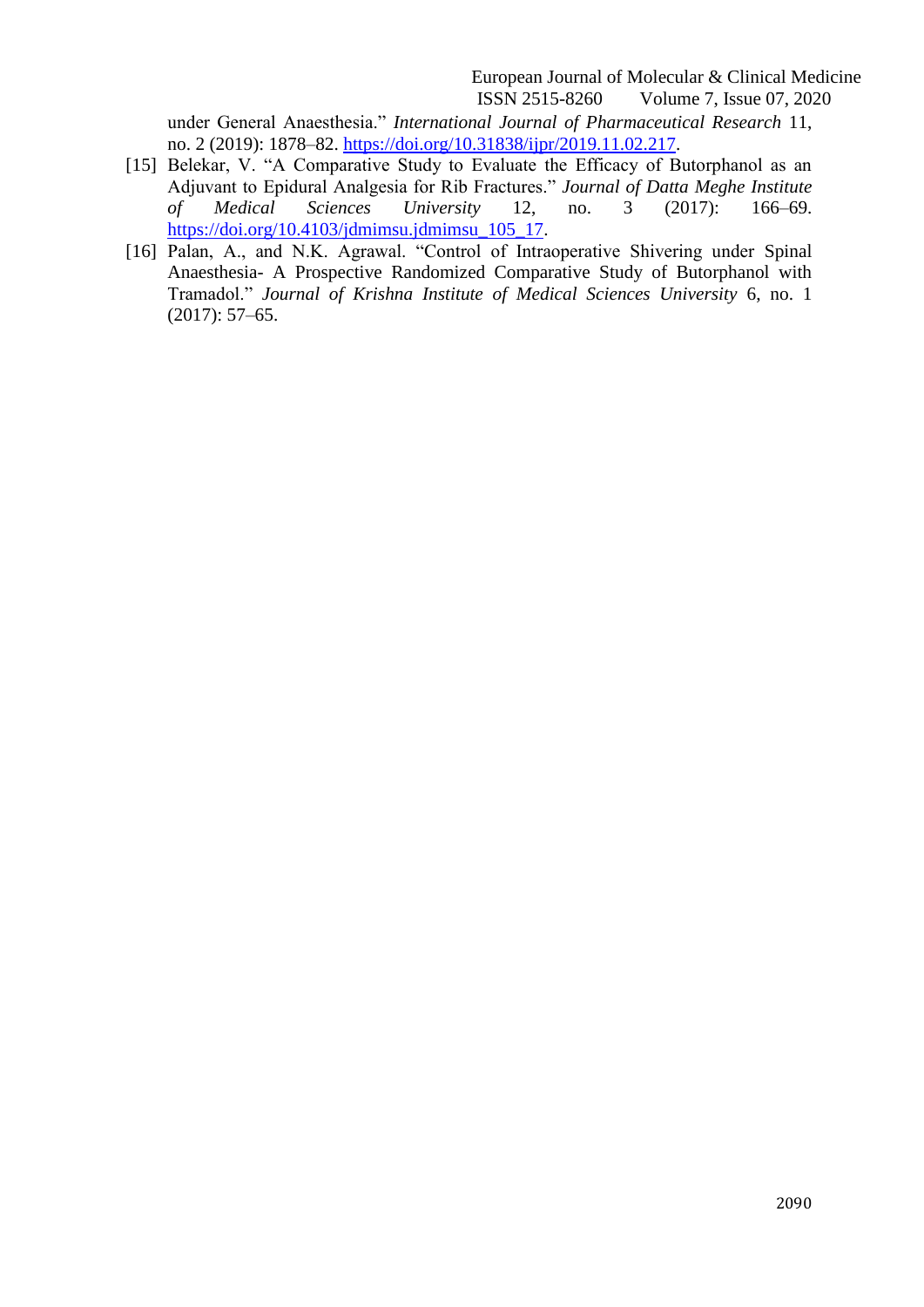under General Anaesthesia." *International Journal of Pharmaceutical Research* 11, no. 2 (2019): 1878–82. https://doi.org/10.31838/ijpr/2019.11.02.217.

[15] Belekar, V. "A Comparative Study to Evaluate the Efficacy of Butorphanol as an Adjuvant to Epidural Analgesia for Rib Fractures." *Journal of Datta Meghe Institute of Medical Sciences University* 12, no. 3 (2017): 166–69. https://doi.org/10.4103/jdmimsu.jdmimsu_105_17.

[16] Palan, A., and N.K. Agrawal. "Control of Intraoperative Shivering under Spinal Anaesthesia- A Prospective Randomized Comparative Study of Butorphanol with Tramadol." *Journal of Krishna Institute of Medical Sciences University* 6, no. 1 (2017): 57–65.